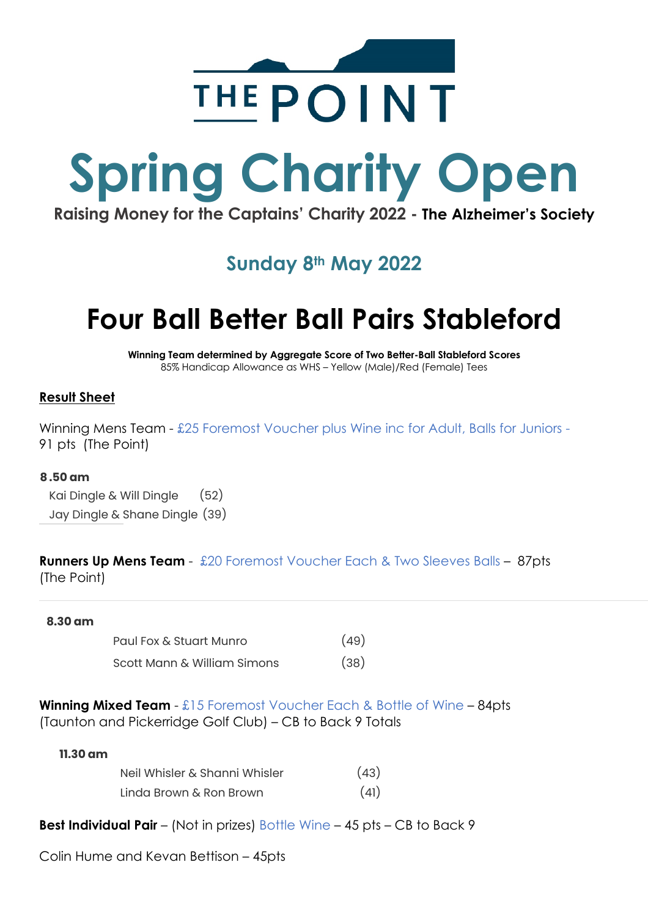# THE POINT

# Spring Charity Open

**Raising Money for the Captains' Charity 2022 - The Alzheimer's Society**

## Sunday 8th May 2022

# Four Ball Better Ball Pairs Stableford

**Winning Team determined by Aggregate Score of Two Better-Ball Stableford Scores**
85% Handicap Allowance as WHS – Yellow (Male)/Red (Female) Tees

**Result Sheet**

Winning Mens Team - £25 Foremost Voucher plus Wine inc for Adult, Balls for Juniors - 91 pts (The Point)

**8.50 am**

Kai Dingle & Will Dingle (52)
Jay Dingle & Shane Dingle (39)

**Runners Up Mens Team** - £20 Foremost Voucher Each & Two Sleeves Balls – 87pts (The Point)

**8.30 am**

| | |
|---|---|
| Paul Fox & Stuart Munro | (49) |
| Scott Mann & William Simons | (38) |

**Winning Mixed Team** - £15 Foremost Voucher Each & Bottle of Wine – 84pts (Taunton and Pickerridge Golf Club) – CB to Back 9 Totals

**11.30 am**

| | |
|---|---|
| Neil Whisler & Shanni Whisler | (43) |
| Linda Brown & Ron Brown | (41) |

**Best Individual Pair** – (Not in prizes) Bottle Wine – 45 pts – CB to Back 9

Colin Hume and Kevan Bettison – 45pts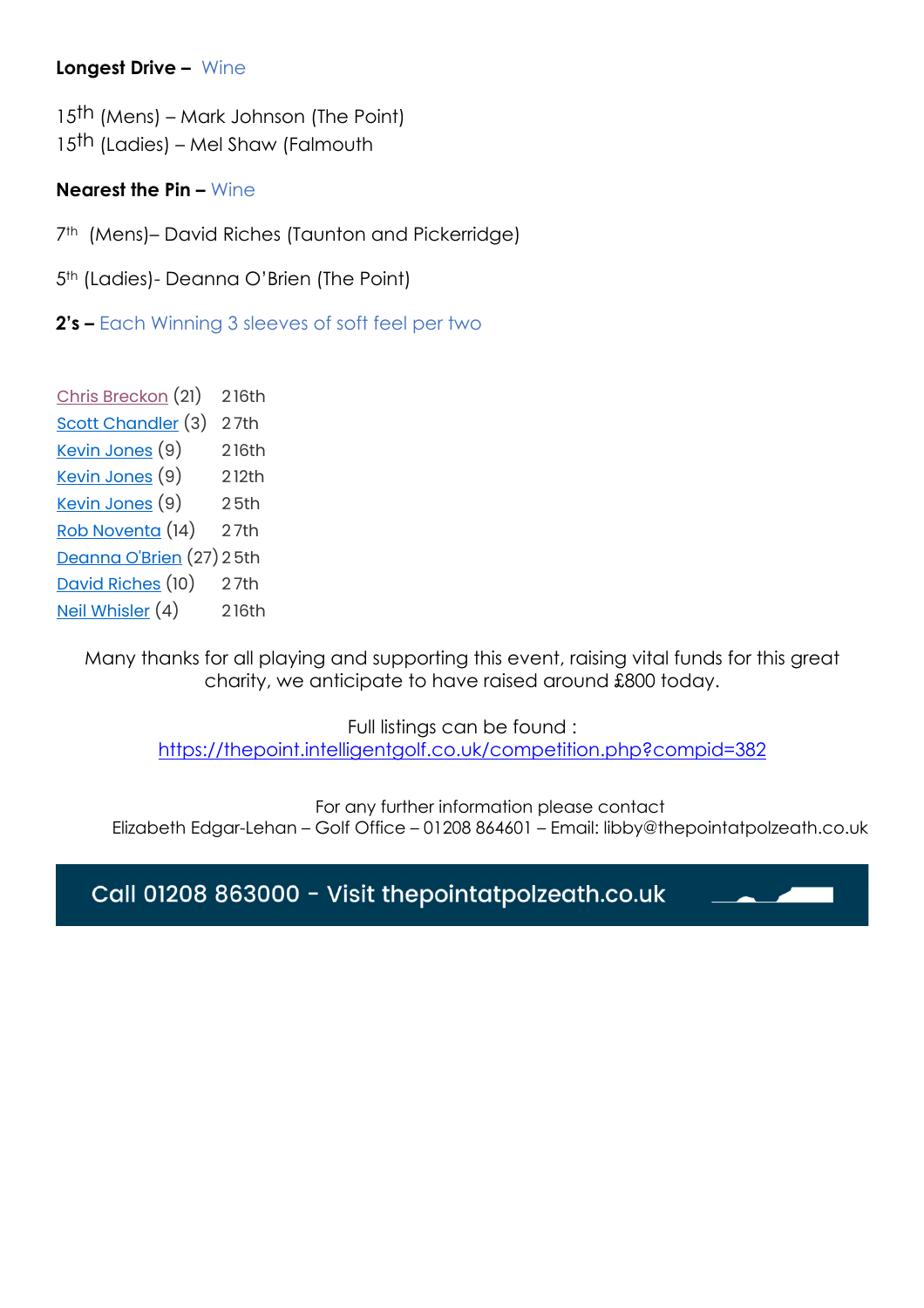**Longest Drive –** Wine

15th (Mens) – Mark Johnson (The Point)
15th (Ladies) – Mel Shaw (Falmouth

**Nearest the Pin –** Wine

7th (Mens)– David Riches (Taunton and Pickerridge)

5th (Ladies)- Deanna O'Brien (The Point)

**2's –** Each Winning 3 sleeves of soft feel per two

| | |
|---|---|
| Chris Breckon (21) | 2 16th |
| Scott Chandler (3) | 2 7th |
| Kevin Jones (9) | 2 16th |
| Kevin Jones (9) | 2 12th |
| Kevin Jones (9) | 2 5th |
| Rob Noventa (14) | 2 7th |
| Deanna O'Brien (27) | 2 5th |
| David Riches (10) | 2 7th |
| Neil Whisler (4) | 2 16th |

Many thanks for all playing and supporting this event, raising vital funds for this great charity, we anticipate to have raised around £800 today.

Full listings can be found :
https://thepoint.intelligentgolf.co.uk/competition.php?compid=382

For any further information please contact
Elizabeth Edgar-Lehan – Golf Office – 01208 864601 – Email: libby@thepointatpolzeath.co.uk

Call 01208 863000 - Visit thepointatpolzeath.co.uk